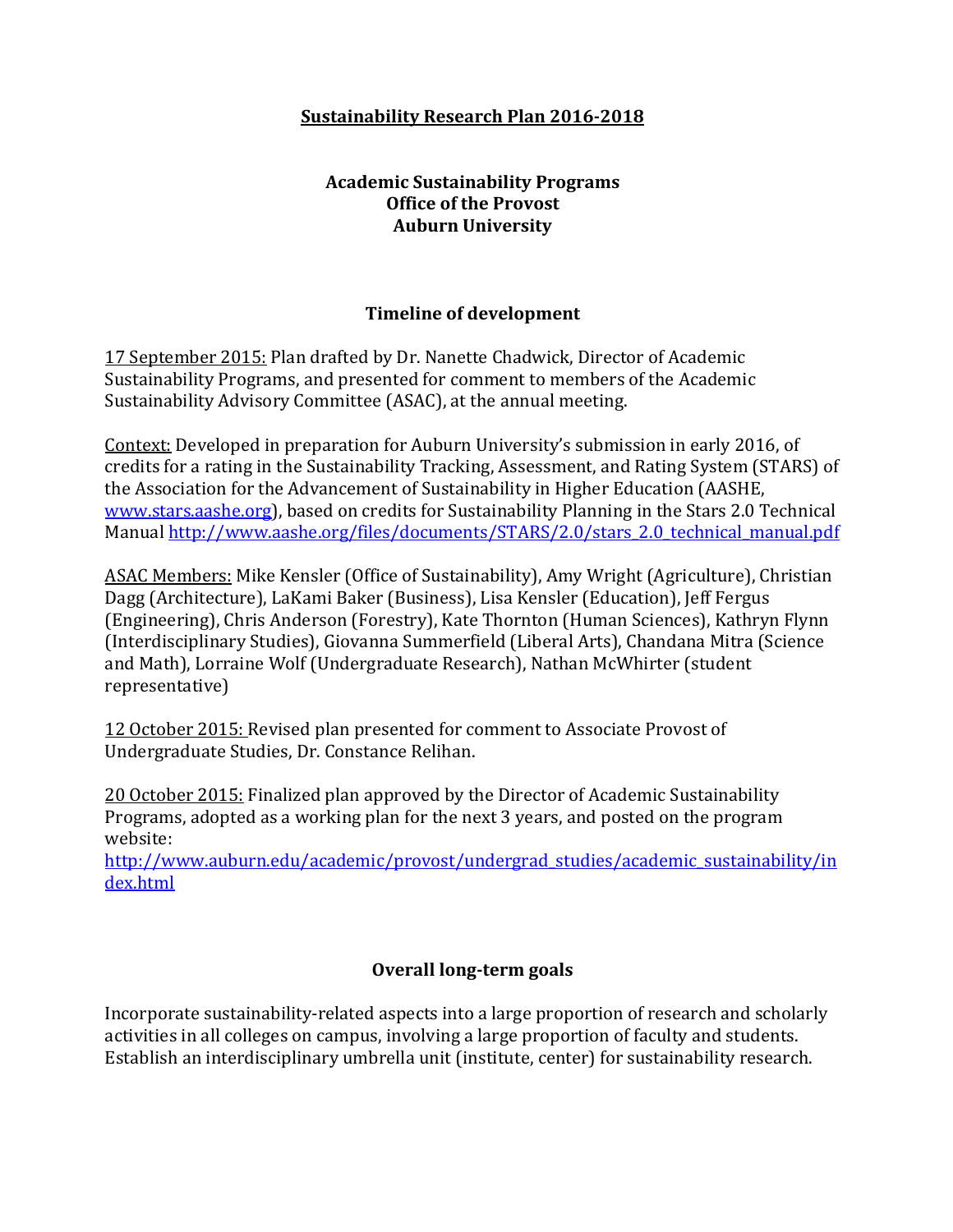# Sustainability Research Plan 2016-2018

**Academic Sustainability Programs**
**Office of the Provost**
**Auburn University**

## Timeline of development

17 September 2015: Plan drafted by Dr. Nanette Chadwick, Director of Academic Sustainability Programs, and presented for comment to members of the Academic Sustainability Advisory Committee (ASAC), at the annual meeting.

Context: Developed in preparation for Auburn University's submission in early 2016, of credits for a rating in the Sustainability Tracking, Assessment, and Rating System (STARS) of the Association for the Advancement of Sustainability in Higher Education (AASHE, www.stars.aashe.org), based on credits for Sustainability Planning in the Stars 2.0 Technical Manual http://www.aashe.org/files/documents/STARS/2.0/stars_2.0_technical_manual.pdf

ASAC Members: Mike Kensler (Office of Sustainability), Amy Wright (Agriculture), Christian Dagg (Architecture), LaKami Baker (Business), Lisa Kensler (Education), Jeff Fergus (Engineering), Chris Anderson (Forestry), Kate Thornton (Human Sciences), Kathryn Flynn (Interdisciplinary Studies), Giovanna Summerfield (Liberal Arts), Chandana Mitra (Science and Math), Lorraine Wolf (Undergraduate Research), Nathan McWhirter (student representative)

12 October 2015: Revised plan presented for comment to Associate Provost of Undergraduate Studies, Dr. Constance Relihan.

20 October 2015: Finalized plan approved by the Director of Academic Sustainability Programs, adopted as a working plan for the next 3 years, and posted on the program website:
http://www.auburn.edu/academic/provost/undergrad_studies/academic_sustainability/index.html

## Overall long-term goals

Incorporate sustainability-related aspects into a large proportion of research and scholarly activities in all colleges on campus, involving a large proportion of faculty and students. Establish an interdisciplinary umbrella unit (institute, center) for sustainability research.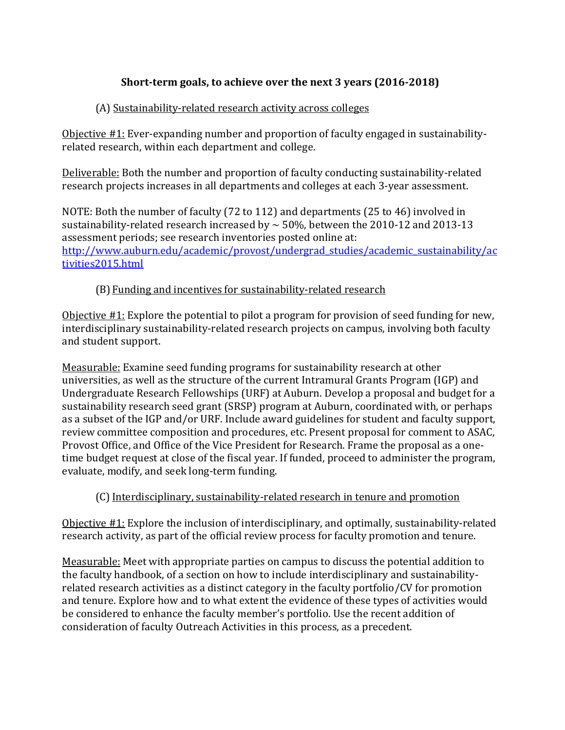## Short-term goals, to achieve over the next 3 years (2016-2018)

(A) Sustainability-related research activity across colleges

Objective #1: Ever-expanding number and proportion of faculty engaged in sustainability-related research, within each department and college.

Deliverable: Both the number and proportion of faculty conducting sustainability-related research projects increases in all departments and colleges at each 3-year assessment.

NOTE: Both the number of faculty (72 to 112) and departments (25 to 46) involved in sustainability-related research increased by ~ 50%, between the 2010-12 and 2013-13 assessment periods; see research inventories posted online at: http://www.auburn.edu/academic/provost/undergrad_studies/academic_sustainability/activities2015.html

(B) Funding and incentives for sustainability-related research

Objective #1: Explore the potential to pilot a program for provision of seed funding for new, interdisciplinary sustainability-related research projects on campus, involving both faculty and student support.

Measurable: Examine seed funding programs for sustainability research at other universities, as well as the structure of the current Intramural Grants Program (IGP) and Undergraduate Research Fellowships (URF) at Auburn. Develop a proposal and budget for a sustainability research seed grant (SRSP) program at Auburn, coordinated with, or perhaps as a subset of the IGP and/or URF. Include award guidelines for student and faculty support, review committee composition and procedures, etc. Present proposal for comment to ASAC, Provost Office, and Office of the Vice President for Research. Frame the proposal as a one-time budget request at close of the fiscal year. If funded, proceed to administer the program, evaluate, modify, and seek long-term funding.

(C) Interdisciplinary, sustainability-related research in tenure and promotion

Objective #1: Explore the inclusion of interdisciplinary, and optimally, sustainability-related research activity, as part of the official review process for faculty promotion and tenure.

Measurable: Meet with appropriate parties on campus to discuss the potential addition to the faculty handbook, of a section on how to include interdisciplinary and sustainability-related research activities as a distinct category in the faculty portfolio/CV for promotion and tenure. Explore how and to what extent the evidence of these types of activities would be considered to enhance the faculty member's portfolio. Use the recent addition of consideration of faculty Outreach Activities in this process, as a precedent.